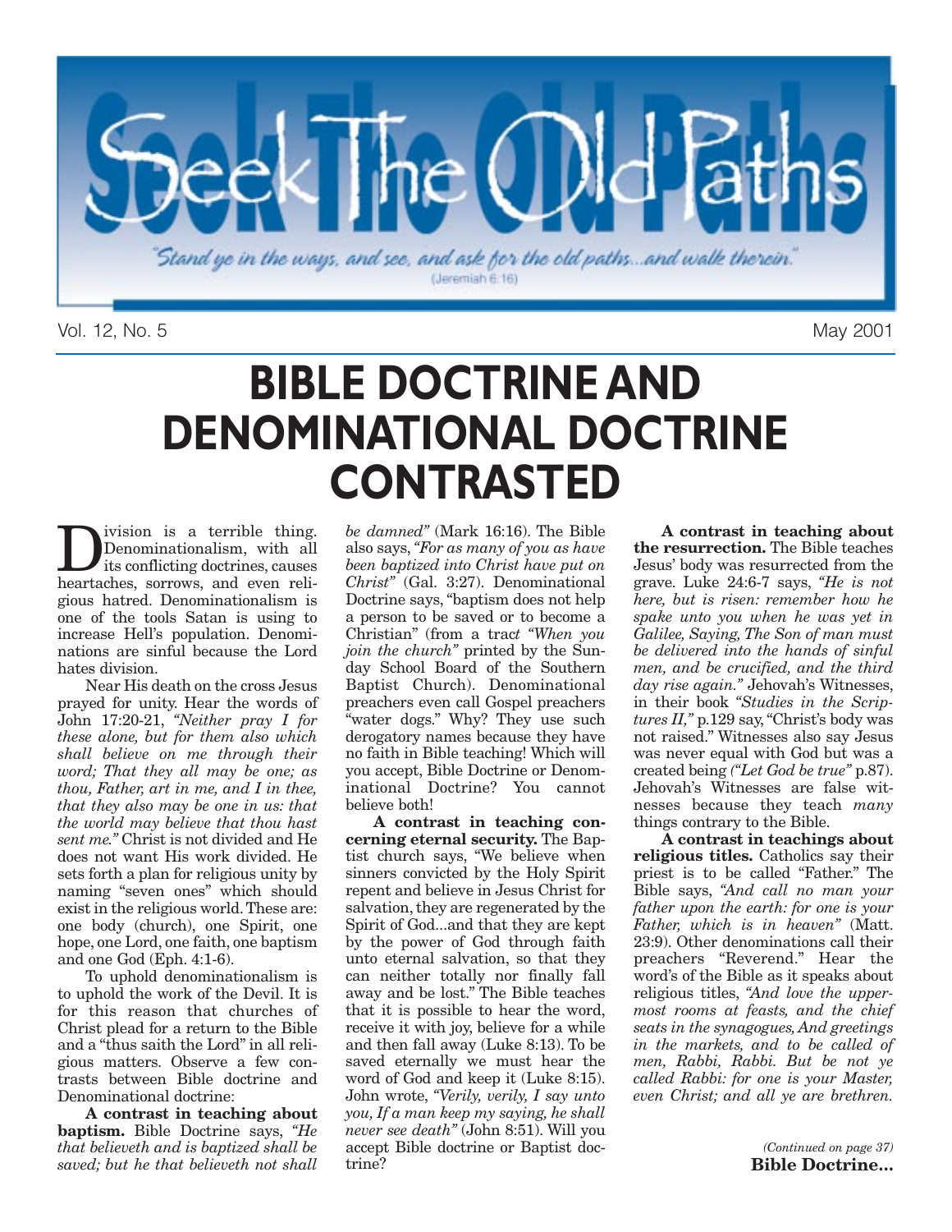# Seek The Old Paths

*"Stand ye in the ways, and see, and ask for the old paths...and walk therein."*
(Jeremiah 6:16)

Vol. 12, No. 5 May 2001

# BIBLE DOCTRINE AND DENOMINATIONAL DOCTRINE CONTRASTED

Division is a terrible thing. Denominationalism, with all its conflicting doctrines, causes heartaches, sorrows, and even religious hatred. Denominationalism is one of the tools Satan is using to increase Hell's population. Denominations are sinful because the Lord hates division.

Near His death on the cross Jesus prayed for unity. Hear the words of John 17:20-21, *"Neither pray I for these alone, but for them also which shall believe on me through their word; That they all may be one; as thou, Father, art in me, and I in thee, that they also may be one in us: that the world may believe that thou hast sent me."* Christ is not divided and He does not want His work divided. He sets forth a plan for religious unity by naming "seven ones" which should exist in the religious world. These are: one body (church), one Spirit, one hope, one Lord, one faith, one baptism and one God (Eph. 4:1-6).

To uphold denominationalism is to uphold the work of the Devil. It is for this reason that churches of Christ plead for a return to the Bible and a "thus saith the Lord" in all religious matters. Observe a few contrasts between Bible doctrine and Denominational doctrine:

**A contrast in teaching about baptism.** Bible Doctrine says, *"He that believeth and is baptized shall be saved; but he that believeth not shall be damned"* (Mark 16:16). The Bible also says, *"For as many of you as have been baptized into Christ have put on Christ"* (Gal. 3:27). Denominational Doctrine says, "baptism does not help a person to be saved or to become a Christian" (from a tract *"When you join the church"* printed by the Sunday School Board of the Southern Baptist Church). Denominational preachers even call Gospel preachers "water dogs." Why? They use such derogatory names because they have no faith in Bible teaching! Which will you accept, Bible Doctrine or Denominational Doctrine? You cannot believe both!

**A contrast in teaching concerning eternal security.** The Baptist church says, "We believe when sinners convicted by the Holy Spirit repent and believe in Jesus Christ for salvation, they are regenerated by the Spirit of God...and that they are kept by the power of God through faith unto eternal salvation, so that they can neither totally nor finally fall away and be lost." The Bible teaches that it is possible to hear the word, receive it with joy, believe for a while and then fall away (Luke 8:13). To be saved eternally we must hear the word of God and keep it (Luke 8:15). John wrote, *"Verily, verily, I say unto you, If a man keep my saying, he shall never see death"* (John 8:51). Will you accept Bible doctrine or Baptist doctrine?

**A contrast in teaching about the resurrection.** The Bible teaches Jesus' body was resurrected from the grave. Luke 24:6-7 says, *"He is not here, but is risen: remember how he spake unto you when he was yet in Galilee, Saying, The Son of man must be delivered into the hands of sinful men, and be crucified, and the third day rise again."* Jehovah's Witnesses, in their book *"Studies in the Scriptures II,"* p.129 say, "Christ's body was not raised." Witnesses also say Jesus was never equal with God but was a created being *("Let God be true"* p.87). Jehovah's Witnesses are false witnesses because they teach *many* things contrary to the Bible.

**A contrast in teachings about religious titles.** Catholics say their priest is to be called "Father." The Bible says, *"And call no man your father upon the earth: for one is your Father, which is in heaven"* (Matt. 23:9). Other denominations call their preachers "Reverend." Hear the word's of the Bible as it speaks about religious titles, *"And love the uppermost rooms at feasts, and the chief seats in the synagogues, And greetings in the markets, and to be called of men, Rabbi, Rabbi. But be not ye called Rabbi: for one is your Master, even Christ; and all ye are brethren.*

*(Continued on page 37)*
**Bible Doctrine...**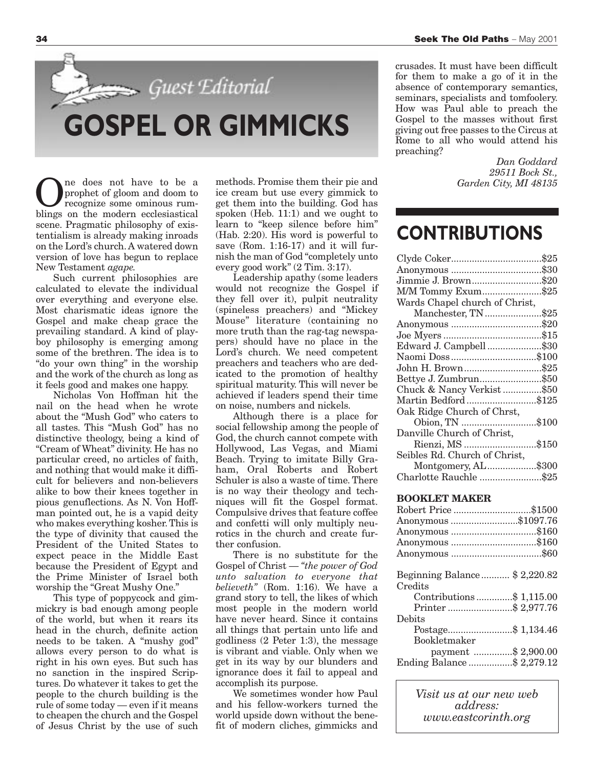## Guest Editorial

# GOSPEL OR GIMMICKS

One does not have to be a prophet of gloom and doom to recognize some ominous rumblings on the modern ecclesiastical scene. Pragmatic philosophy of existentialism is already making inroads on the Lord's church. A watered down version of love has begun to replace New Testament *agape.*

Such current philosophies are calculated to elevate the individual over everything and everyone else. Most charismatic ideas ignore the Gospel and make cheap grace the prevailing standard. A kind of playboy philosophy is emerging among some of the brethren. The idea is to "do your own thing" in the worship and the work of the church as long as it feels good and makes one happy.

Nicholas Von Hoffman hit the nail on the head when he wrote about the "Mush God" who caters to all tastes. This "Mush God" has no distinctive theology, being a kind of "Cream of Wheat" divinity. He has no particular creed, no articles of faith, and nothing that would make it difficult for believers and non-believers alike to bow their knees together in pious genuflections. As N. Von Hoffman pointed out, he is a vapid deity who makes everything kosher. This is the type of divinity that caused the President of the United States to expect peace in the Middle East because the President of Egypt and the Prime Minister of Israel both worship the "Great Mushy One."

This type of poppycock and gimmickry is bad enough among people of the world, but when it rears its head in the church, definite action needs to be taken. A "mushy god" allows every person to do what is right in his own eyes. But such has no sanction in the inspired Scriptures. Do whatever it takes to get the people to the church building is the rule of some today — even if it means to cheapen the church and the Gospel of Jesus Christ by the use of such methods. Promise them their pie and ice cream but use every gimmick to get them into the building. God has spoken (Heb. 11:1) and we ought to learn to "keep silence before him" (Hab. 2:20). His word is powerful to save (Rom. 1:16-17) and it will furnish the man of God "completely unto every good work" (2 Tim. 3:17).

Leadership apathy (some leaders would not recognize the Gospel if they fell over it), pulpit neutrality (spineless preachers) and "Mickey Mouse" literature (containing no more truth than the rag-tag newspapers) should have no place in the Lord's church. We need competent preachers and teachers who are dedicated to the promotion of healthy spiritual maturity. This will never be achieved if leaders spend their time on noise, numbers and nickels.

Although there is a place for social fellowship among the people of God, the church cannot compete with Hollywood, Las Vegas, and Miami Beach. Trying to imitate Billy Graham, Oral Roberts and Robert Schuler is also a waste of time. There is no way their theology and techniques will fit the Gospel format. Compulsive drives that feature coffee and confetti will only multiply neurotics in the church and create further confusion.

There is no substitute for the Gospel of Christ — *"the power of God unto salvation to everyone that believeth"* (Rom. 1:16). We have a grand story to tell, the likes of which most people in the modern world have never heard. Since it contains all things that pertain unto life and godliness (2 Peter 1:3), the message is vibrant and viable. Only when we get in its way by our blunders and ignorance does it fail to appeal and accomplish its purpose.

We sometimes wonder how Paul and his fellow-workers turned the world upside down without the benefit of modern cliches, gimmicks and crusades. It must have been difficult for them to make a go of it in the absence of contemporary semantics, seminars, specialists and tomfoolery. How was Paul able to preach the Gospel to the masses without first giving out free passes to the Circus at Rome to all who would attend his preaching?

*Dan Goddard*
*29511 Bock St.,*
*Garden City, MI 48135*

# CONTRIBUTIONS

| | |
|---|---|
| Clyde Coker | $25 |
| Anonymous | $30 |
| Jimmie J. Brown | $20 |
| M/M Tommy Exum | $25 |
| Wards Chapel church of Christ, Manchester, TN | $25 |
| Anonymous | $20 |
| Joe Myers | $15 |
| Edward J. Campbell | $30 |
| Naomi Doss | $100 |
| John H. Brown | $25 |
| Bettye J. Zumbrun | $50 |
| Chuck & Nancy Verkist | $50 |
| Martin Bedford | $125 |
| Oak Ridge Church of Chrst, Obion, TN | $100 |
| Danville Church of Christ, Rienzi, MS | $150 |
| Seibles Rd. Church of Christ, Montgomery, AL | $300 |
| Charlotte Rauchle | $25 |

### BOOKLET MAKER

| | |
|---|---|
| Robert Price | $1500 |
| Anonymous | $1097.76 |
| Anonymous | $160 |
| Anonymous | $160 |
| Anonymous | $60 |

| | |
|---|---|
| Beginning Balance | $ 2,220.82 |
| Credits | |
| Contributions | $ 1,115.00 |
| Printer | $ 2,977.76 |
| Debits | |
| Postage | $ 1,134.46 |
| Bookletmaker payment | $ 2,900.00 |
| Ending Balance | $ 2,279.12 |

*Visit us at our new web address: www.eastcorinth.org*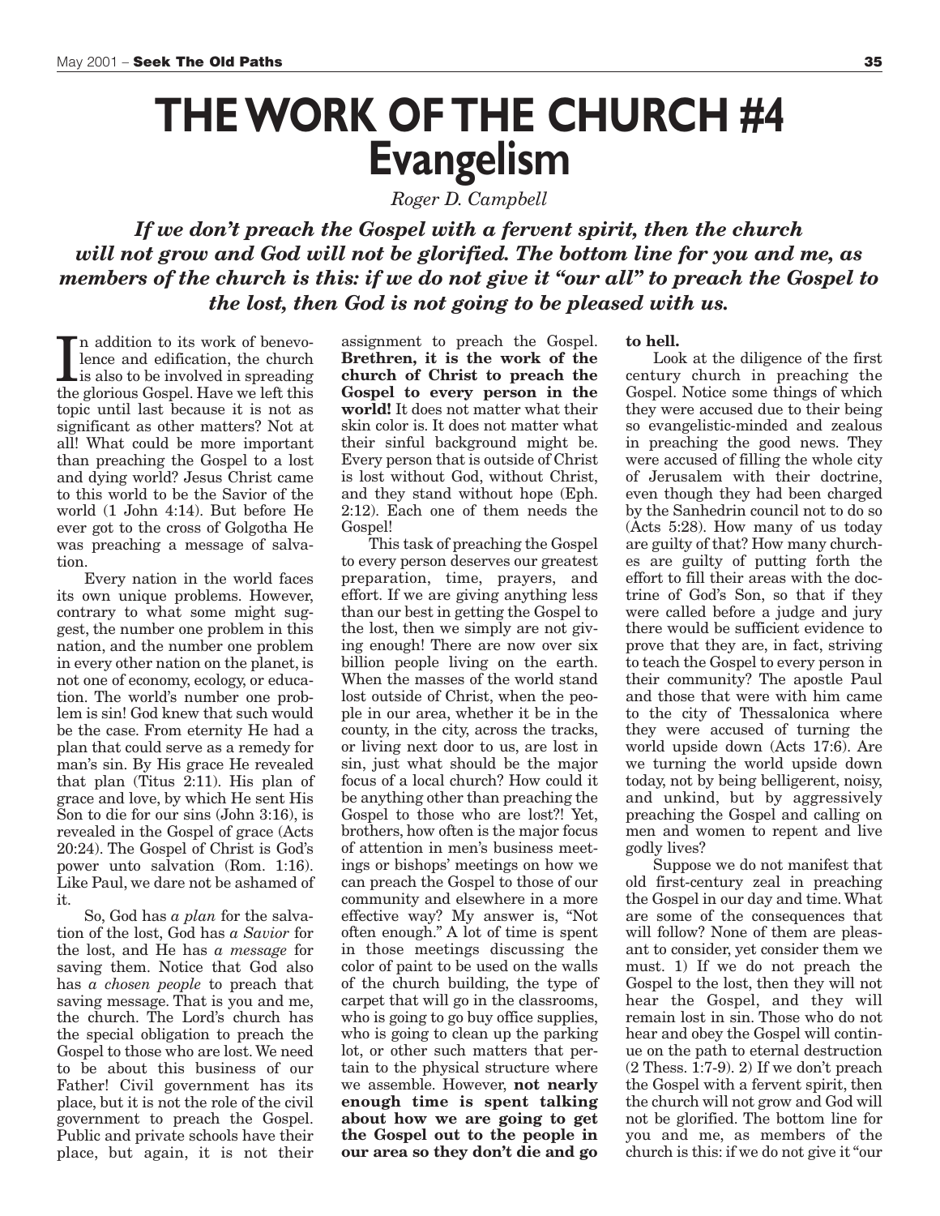# THE WORK OF THE CHURCH #4
## Evangelism

*Roger D. Campbell*

***If we don't preach the Gospel with a fervent spirit, then the church will not grow and God will not be glorified. The bottom line for you and me, as members of the church is this: if we do not give it "our all" to preach the Gospel to the lost, then God is not going to be pleased with us.***

In addition to its work of benevolence and edification, the church is also to be involved in spreading the glorious Gospel. Have we left this topic until last because it is not as significant as other matters? Not at all! What could be more important than preaching the Gospel to a lost and dying world? Jesus Christ came to this world to be the Savior of the world (1 John 4:14). But before He ever got to the cross of Golgotha He was preaching a message of salvation.

Every nation in the world faces its own unique problems. However, contrary to what some might suggest, the number one problem in this nation, and the number one problem in every other nation on the planet, is not one of economy, ecology, or education. The world's number one problem is sin! God knew that such would be the case. From eternity He had a plan that could serve as a remedy for man's sin. By His grace He revealed that plan (Titus 2:11). His plan of grace and love, by which He sent His Son to die for our sins (John 3:16), is revealed in the Gospel of grace (Acts 20:24). The Gospel of Christ is God's power unto salvation (Rom. 1:16). Like Paul, we dare not be ashamed of it.

So, God has *a plan* for the salvation of the lost, God has *a Savior* for the lost, and He has *a message* for saving them. Notice that God also has *a chosen people* to preach that saving message. That is you and me, the church. The Lord's church has the special obligation to preach the Gospel to those who are lost. We need to be about this business of our Father! Civil government has its place, but it is not the role of the civil government to preach the Gospel. Public and private schools have their place, but again, it is not their assignment to preach the Gospel. **Brethren, it is the work of the church of Christ to preach the Gospel to every person in the world!** It does not matter what their skin color is. It does not matter what their sinful background might be. Every person that is outside of Christ is lost without God, without Christ, and they stand without hope (Eph. 2:12). Each one of them needs the Gospel!

This task of preaching the Gospel to every person deserves our greatest preparation, time, prayers, and effort. If we are giving anything less than our best in getting the Gospel to the lost, then we simply are not giving enough! There are now over six billion people living on the earth. When the masses of the world stand lost outside of Christ, when the people in our area, whether it be in the county, in the city, across the tracks, or living next door to us, are lost in sin, just what should be the major focus of a local church? How could it be anything other than preaching the Gospel to those who are lost?! Yet, brothers, how often is the major focus of attention in men's business meetings or bishops' meetings on how we can preach the Gospel to those of our community and elsewhere in a more effective way? My answer is, "Not often enough." A lot of time is spent in those meetings discussing the color of paint to be used on the walls of the church building, the type of carpet that will go in the classrooms, who is going to go buy office supplies, who is going to clean up the parking lot, or other such matters that pertain to the physical structure where we assemble. However, **not nearly enough time is spent talking about how we are going to get the Gospel out to the people in our area so they don't die and go to hell.**

Look at the diligence of the first century church in preaching the Gospel. Notice some things of which they were accused due to their being so evangelistic-minded and zealous in preaching the good news. They were accused of filling the whole city of Jerusalem with their doctrine, even though they had been charged by the Sanhedrin council not to do so (Acts 5:28). How many of us today are guilty of that? How many churches are guilty of putting forth the effort to fill their areas with the doctrine of God's Son, so that if they were called before a judge and jury there would be sufficient evidence to prove that they are, in fact, striving to teach the Gospel to every person in their community? The apostle Paul and those that were with him came to the city of Thessalonica where they were accused of turning the world upside down (Acts 17:6). Are we turning the world upside down today, not by being belligerent, noisy, and unkind, but by aggressively preaching the Gospel and calling on men and women to repent and live godly lives?

Suppose we do not manifest that old first-century zeal in preaching the Gospel in our day and time. What are some of the consequences that will follow? None of them are pleasant to consider, yet consider them we must. 1) If we do not preach the Gospel to the lost, then they will not hear the Gospel, and they will remain lost in sin. Those who do not hear and obey the Gospel will continue on the path to eternal destruction (2 Thess. 1:7-9). 2) If we don't preach the Gospel with a fervent spirit, then the church will not grow and God will not be glorified. The bottom line for you and me, as members of the church is this: if we do not give it "our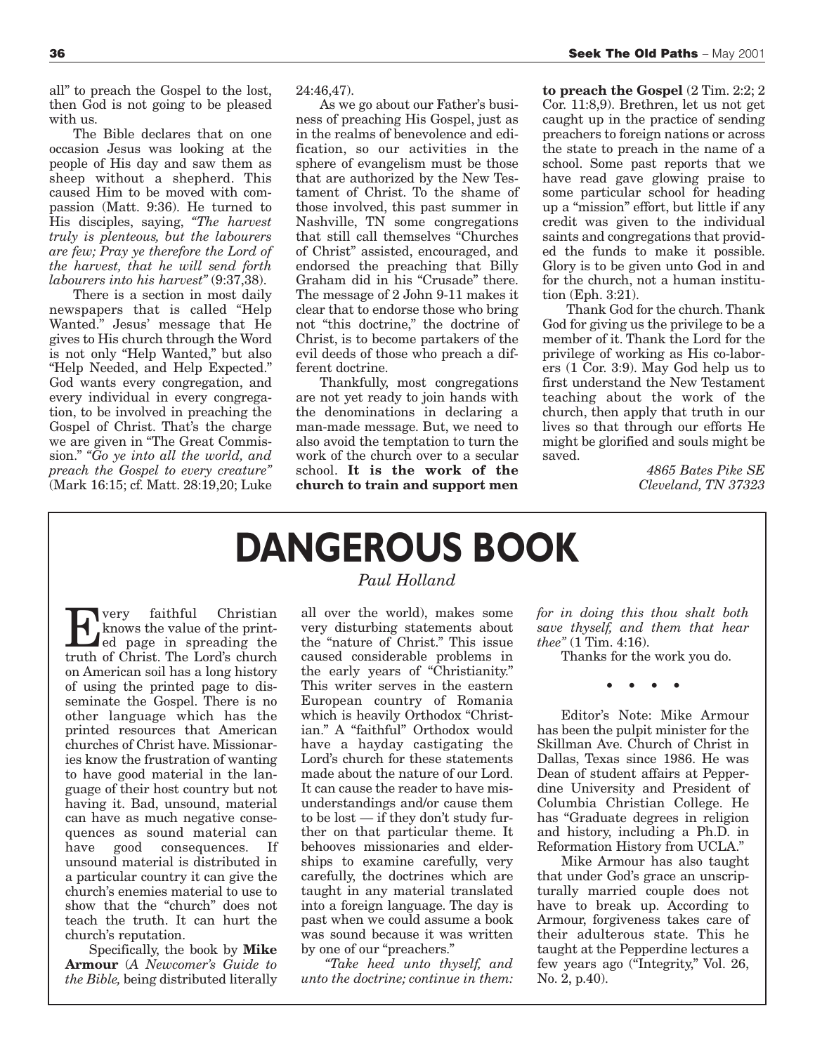all" to preach the Gospel to the lost, then God is not going to be pleased with us.

The Bible declares that on one occasion Jesus was looking at the people of His day and saw them as sheep without a shepherd. This caused Him to be moved with compassion (Matt. 9:36). He turned to His disciples, saying, *"The harvest truly is plenteous, but the labourers are few; Pray ye therefore the Lord of the harvest, that he will send forth labourers into his harvest"* (9:37,38).

There is a section in most daily newspapers that is called "Help Wanted." Jesus' message that He gives to His church through the Word is not only "Help Wanted," but also "Help Needed, and Help Expected." God wants every congregation, and every individual in every congregation, to be involved in preaching the Gospel of Christ. That's the charge we are given in "The Great Commission." *"Go ye into all the world, and preach the Gospel to every creature"* (Mark 16:15; cf. Matt. 28:19,20; Luke 24:46,47).

As we go about our Father's business of preaching His Gospel, just as in the realms of benevolence and edification, so our activities in the sphere of evangelism must be those that are authorized by the New Testament of Christ. To the shame of those involved, this past summer in Nashville, TN some congregations that still call themselves "Churches of Christ" assisted, encouraged, and endorsed the preaching that Billy Graham did in his "Crusade" there. The message of 2 John 9-11 makes it clear that to endorse those who bring not "this doctrine," the doctrine of Christ, is to become partakers of the evil deeds of those who preach a different doctrine.

Thankfully, most congregations are not yet ready to join hands with the denominations in declaring a man-made message. But, we need to also avoid the temptation to turn the work of the church over to a secular school. **It is the work of the church to train and support men to preach the Gospel** (2 Tim. 2:2; 2 Cor. 11:8,9). Brethren, let us not get caught up in the practice of sending preachers to foreign nations or across the state to preach in the name of a school. Some past reports that we have read gave glowing praise to some particular school for heading up a "mission" effort, but little if any credit was given to the individual saints and congregations that provided the funds to make it possible. Glory is to be given unto God in and for the church, not a human institution (Eph. 3:21).

Thank God for the church. Thank God for giving us the privilege to be a member of it. Thank the Lord for the privilege of working as His co-laborers (1 Cor. 3:9). May God help us to first understand the New Testament teaching about the work of the church, then apply that truth in our lives so that through our efforts He might be glorified and souls might be saved.

*4865 Bates Pike SE*
*Cleveland, TN 37323*

# DANGEROUS BOOK

*Paul Holland*

Every faithful Christian knows the value of the printed page in spreading the truth of Christ. The Lord's church on American soil has a long history of using the printed page to disseminate the Gospel. There is no other language which has the printed resources that American churches of Christ have. Missionaries know the frustration of wanting to have good material in the language of their host country but not having it. Bad, unsound, material can have as much negative consequences as sound material can have good consequences. If unsound material is distributed in a particular country it can give the church's enemies material to use to show that the "church" does not teach the truth. It can hurt the church's reputation.

Specifically, the book by **Mike Armour** (*A Newcomer's Guide to the Bible,* being distributed literally all over the world), makes some very disturbing statements about the "nature of Christ." This issue caused considerable problems in the early years of "Christianity." This writer serves in the eastern European country of Romania which is heavily Orthodox "Christian." A "faithful" Orthodox would have a hayday castigating the Lord's church for these statements made about the nature of our Lord. It can cause the reader to have misunderstandings and/or cause them to be lost — if they don't study further on that particular theme. It behooves missionaries and elderships to examine carefully, very carefully, the doctrines which are taught in any material translated into a foreign language. The day is past when we could assume a book was sound because it was written by one of our "preachers."

*"Take heed unto thyself, and unto the doctrine; continue in them: for in doing this thou shalt both save thyself, and them that hear thee"* (1 Tim. 4:16).

Thanks for the work you do.

• • • •

Editor's Note: Mike Armour has been the pulpit minister for the Skillman Ave. Church of Christ in Dallas, Texas since 1986. He was Dean of student affairs at Pepperdine University and President of Columbia Christian College. He has "Graduate degrees in religion and history, including a Ph.D. in Reformation History from UCLA."

Mike Armour has also taught that under God's grace an unscripturally married couple does not have to break up. According to Armour, forgiveness takes care of their adulterous state. This he taught at the Pepperdine lectures a few years ago ("Integrity," Vol. 26, No. 2, p.40).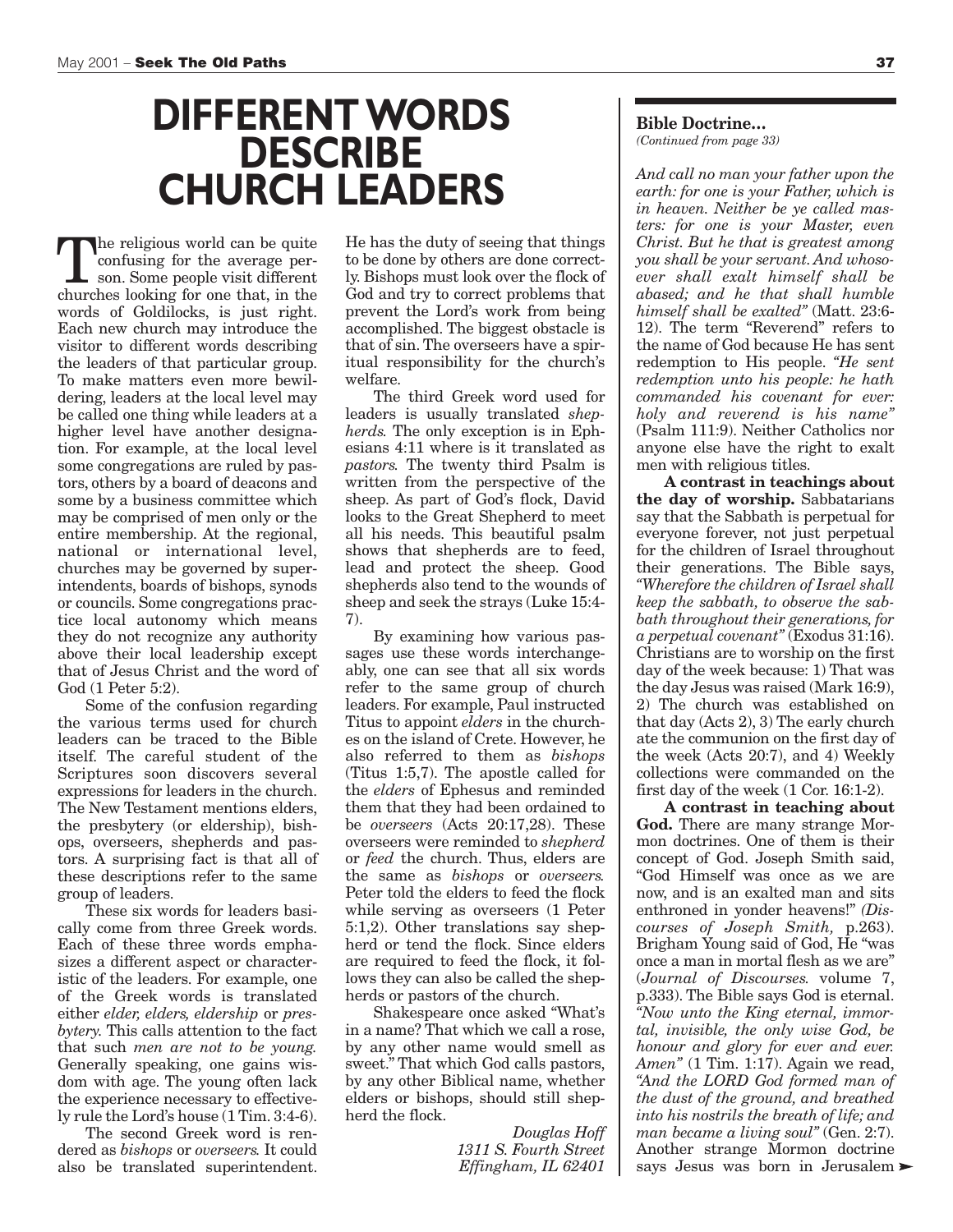# DIFFERENT WORDS DESCRIBE CHURCH LEADERS

The religious world can be quite confusing for the average person. Some people visit different churches looking for one that, in the words of Goldilocks, is just right. Each new church may introduce the visitor to different words describing the leaders of that particular group. To make matters even more bewildering, leaders at the local level may be called one thing while leaders at a higher level have another designation. For example, at the local level some congregations are ruled by pastors, others by a board of deacons and some by a business committee which may be comprised of men only or the entire membership. At the regional, national or international level, churches may be governed by superintendents, boards of bishops, synods or councils. Some congregations practice local autonomy which means they do not recognize any authority above their local leadership except that of Jesus Christ and the word of God (1 Peter 5:2).

Some of the confusion regarding the various terms used for church leaders can be traced to the Bible itself. The careful student of the Scriptures soon discovers several expressions for leaders in the church. The New Testament mentions elders, the presbytery (or eldership), bishops, overseers, shepherds and pastors. A surprising fact is that all of these descriptions refer to the same group of leaders.

These six words for leaders basically come from three Greek words. Each of these three words emphasizes a different aspect or characteristic of the leaders. For example, one of the Greek words is translated either *elder, elders, eldership* or *presbytery.* This calls attention to the fact that such *men are not to be young.* Generally speaking, one gains wisdom with age. The young often lack the experience necessary to effectively rule the Lord's house (1 Tim. 3:4-6).

The second Greek word is rendered as *bishops* or *overseers.* It could also be translated superintendent. He has the duty of seeing that things to be done by others are done correctly. Bishops must look over the flock of God and try to correct problems that prevent the Lord's work from being accomplished. The biggest obstacle is that of sin. The overseers have a spiritual responsibility for the church's welfare.

The third Greek word used for leaders is usually translated *shepherds.* The only exception is in Ephesians 4:11 where is it translated as *pastors.* The twenty third Psalm is written from the perspective of the sheep. As part of God's flock, David looks to the Great Shepherd to meet all his needs. This beautiful psalm shows that shepherds are to feed, lead and protect the sheep. Good shepherds also tend to the wounds of sheep and seek the strays (Luke 15:4-7).

By examining how various passages use these words interchangeably, one can see that all six words refer to the same group of church leaders. For example, Paul instructed Titus to appoint *elders* in the churches on the island of Crete. However, he also referred to them as *bishops* (Titus 1:5,7). The apostle called for the *elders* of Ephesus and reminded them that they had been ordained to be *overseers* (Acts 20:17,28). These overseers were reminded to *shepherd* or *feed* the church. Thus, elders are the same as *bishops* or *overseers.* Peter told the elders to feed the flock while serving as overseers (1 Peter 5:1,2). Other translations say shepherd or tend the flock. Since elders are required to feed the flock, it follows they can also be called the shepherds or pastors of the church.

Shakespeare once asked "What's in a name? That which we call a rose, by any other name would smell as sweet." That which God calls pastors, by any other Biblical name, whether elders or bishops, should still shepherd the flock.

*Douglas Hoff*
*1311 S. Fourth Street*
*Effingham, IL 62401*

---

**Bible Doctrine...**
*(Continued from page 33)*

*And call no man your father upon the earth: for one is your Father, which is in heaven. Neither be ye called masters: for one is your Master, even Christ. But he that is greatest among you shall be your servant. And whosoever shall exalt himself shall be abased; and he that shall humble himself shall be exalted"* (Matt. 23:6-12). The term "Reverend" refers to the name of God because He has sent redemption to His people. *"He sent redemption unto his people: he hath commanded his covenant for ever: holy and reverend is his name"* (Psalm 111:9). Neither Catholics nor anyone else have the right to exalt men with religious titles.

**A contrast in teachings about the day of worship.** Sabbatarians say that the Sabbath is perpetual for everyone forever, not just perpetual for the children of Israel throughout their generations. The Bible says, *"Wherefore the children of Israel shall keep the sabbath, to observe the sabbath throughout their generations, for a perpetual covenant"* (Exodus 31:16). Christians are to worship on the first day of the week because: 1) That was the day Jesus was raised (Mark 16:9), 2) The church was established on that day (Acts 2), 3) The early church ate the communion on the first day of the week (Acts 20:7), and 4) Weekly collections were commanded on the first day of the week (1 Cor. 16:1-2).

**A contrast in teaching about God.** There are many strange Mormon doctrines. One of them is their concept of God. Joseph Smith said, "God Himself was once as we are now, and is an exalted man and sits enthroned in yonder heavens!" *(Discourses of Joseph Smith,* p.263). Brigham Young said of God, He "was once a man in mortal flesh as we are" (*Journal of Discourses.* volume 7, p.333). The Bible says God is eternal. *"Now unto the King eternal, immortal, invisible, the only wise God, be honour and glory for ever and ever. Amen"* (1 Tim. 1:17). Again we read, *"And the LORD God formed man of the dust of the ground, and breathed into his nostrils the breath of life; and man became a living soul"* (Gen. 2:7). Another strange Mormon doctrine says Jesus was born in Jerusalem ➤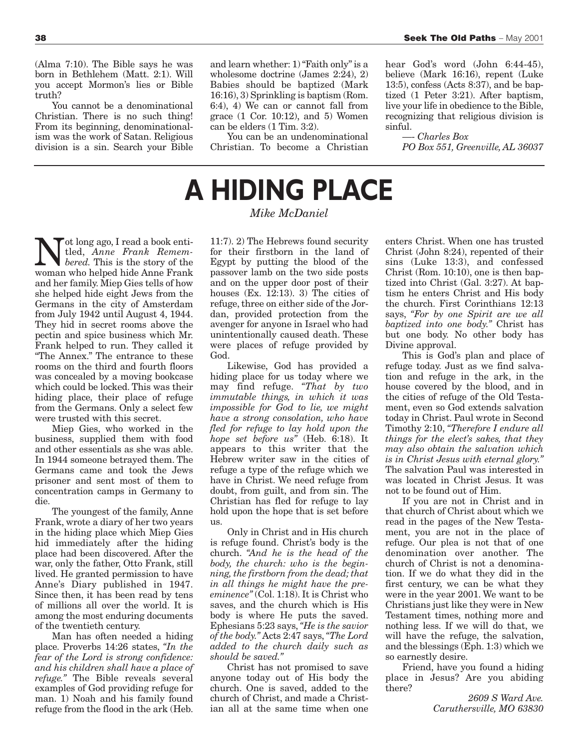(Alma 7:10). The Bible says he was born in Bethlehem (Matt. 2:1). Will you accept Mormon's lies or Bible truth?

You cannot be a denominational Christian. There is no such thing! From its beginning, denominationalism was the work of Satan. Religious division is a sin. Search your Bible and learn whether: 1) "Faith only" is a wholesome doctrine (James 2:24), 2) Babies should be baptized (Mark 16:16), 3) Sprinkling is baptism (Rom. 6:4), 4) We can or cannot fall from grace (1 Cor. 10:12), and 5) Women can be elders (1 Tim. 3:2).

You can be an undenominational Christian. To become a Christian hear God's word (John 6:44-45), believe (Mark 16:16), repent (Luke 13:5), confess (Acts 8:37), and be baptized (1 Peter 3:21). After baptism, live your life in obedience to the Bible, recognizing that religious division is sinful.

— *Charles Box*
*PO Box 551, Greenville, AL 36037*

# A HIDING PLACE

*Mike McDaniel*

Not long ago, I read a book entitled, *Anne Frank Remembered.* This is the story of the woman who helped hide Anne Frank and her family. Miep Gies tells of how she helped hide eight Jews from the Germans in the city of Amsterdam from July 1942 until August 4, 1944. They hid in secret rooms above the pectin and spice business which Mr. Frank helped to run. They called it "The Annex." The entrance to these rooms on the third and fourth floors was concealed by a moving bookcase which could be locked. This was their hiding place, their place of refuge from the Germans. Only a select few were trusted with this secret.

Miep Gies, who worked in the business, supplied them with food and other essentials as she was able. In 1944 someone betrayed them. The Germans came and took the Jews prisoner and sent most of them to concentration camps in Germany to die.

The youngest of the family, Anne Frank, wrote a diary of her two years in the hiding place which Miep Gies hid immediately after the hiding place had been discovered. After the war, only the father, Otto Frank, still lived. He granted permission to have Anne's Diary published in 1947. Since then, it has been read by tens of millions all over the world. It is among the most enduring documents of the twentieth century.

Man has often needed a hiding place. Proverbs 14:26 states, *"In the fear of the Lord is strong confidence: and his children shall have a place of refuge."* The Bible reveals several examples of God providing refuge for man. 1) Noah and his family found refuge from the flood in the ark (Heb. 11:7). 2) The Hebrews found security for their firstborn in the land of Egypt by putting the blood of the passover lamb on the two side posts and on the upper door post of their houses (Ex. 12:13). 3) The cities of refuge, three on either side of the Jordan, provided protection from the avenger for anyone in Israel who had unintentionally caused death. These were places of refuge provided by God.

Likewise, God has provided a hiding place for us today where we may find refuge. *"That by two immutable things, in which it was impossible for God to lie, we might have a strong consolation, who have fled for refuge to lay hold upon the hope set before us"* (Heb. 6:18). It appears to this writer that the Hebrew writer saw in the cities of refuge a type of the refuge which we have in Christ. We need refuge from doubt, from guilt, and from sin. The Christian has fled for refuge to lay hold upon the hope that is set before us.

Only in Christ and in His church is refuge found. Christ's body is the church. *"And he is the head of the body, the church: who is the beginning, the firstborn from the dead; that in all things he might have the preeminence"* (Col. 1:18). It is Christ who saves, and the church which is His body is where He puts the saved. Ephesians 5:23 says, *"He is the savior of the body."* Acts 2:47 says, *"The Lord added to the church daily such as should be saved."*

Christ has not promised to save anyone today out of His body the church. One is saved, added to the church of Christ, and made a Christian all at the same time when one enters Christ. When one has trusted Christ (John 8:24), repented of their sins (Luke 13:3), and confessed Christ (Rom. 10:10), one is then baptized into Christ (Gal. 3:27). At baptism he enters Christ and His body the church. First Corinthians 12:13 says, *"For by one Spirit are we all baptized into one body."* Christ has but one body. No other body has Divine approval.

This is God's plan and place of refuge today. Just as we find salvation and refuge in the ark, in the house covered by the blood, and in the cities of refuge of the Old Testament, even so God extends salvation today in Christ. Paul wrote in Second Timothy 2:10, *"Therefore I endure all things for the elect's sakes, that they may also obtain the salvation which is in Christ Jesus with eternal glory."* The salvation Paul was interested in was located in Christ Jesus. It was not to be found out of Him.

If you are not in Christ and in that church of Christ about which we read in the pages of the New Testament, you are not in the place of refuge. Our plea is not that of one denomination over another. The church of Christ is not a denomination. If we do what they did in the first century, we can be what they were in the year 2001. We want to be Christians just like they were in New Testament times, nothing more and nothing less. If we will do that, we will have the refuge, the salvation, and the blessings (Eph. 1:3) which we so earnestly desire.

Friend, have you found a hiding place in Jesus? Are you abiding there?

*2609 S Ward Ave.*
*Caruthersville, MO 63830*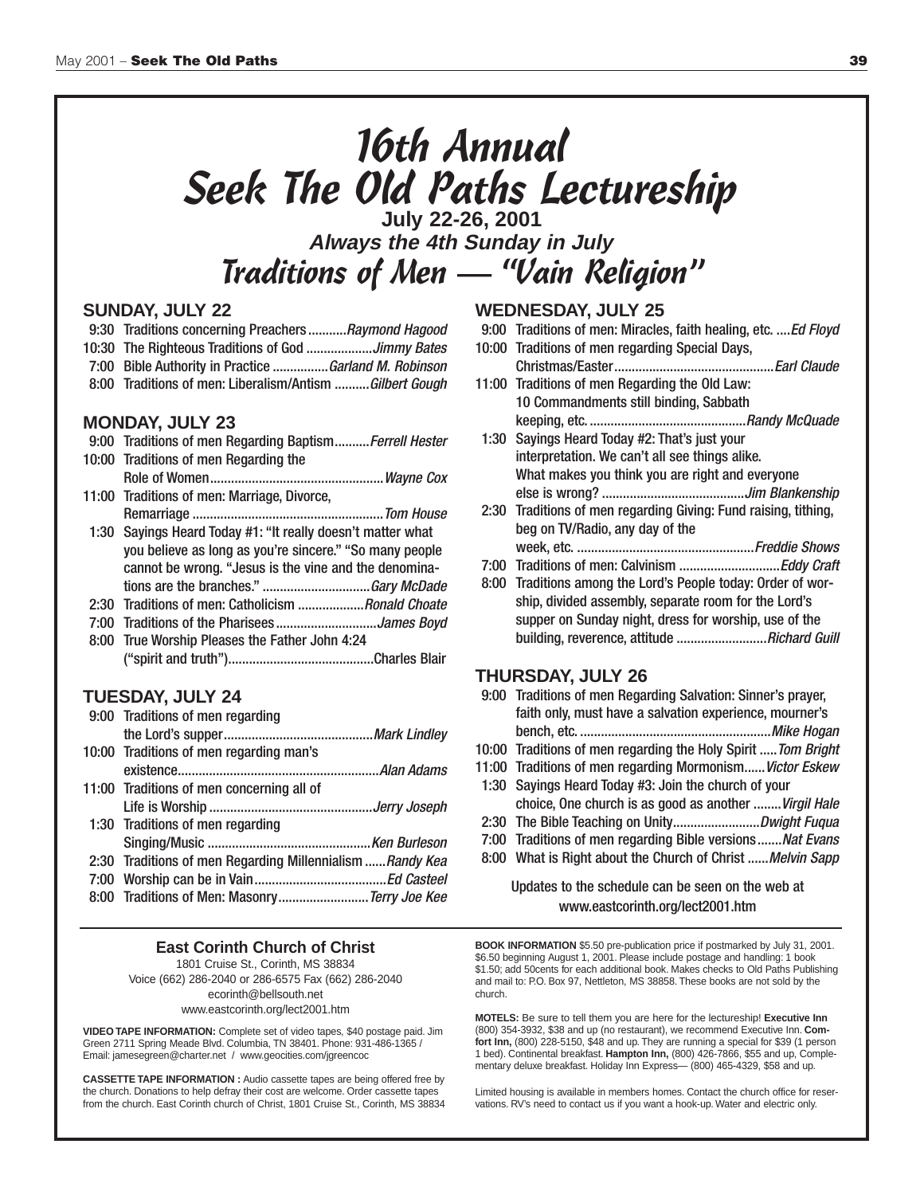# 16th Annual Seek The Old Paths Lectureship

**July 22-26, 2001**

***Always the 4th Sunday in July***

## *Traditions of Men — "Vain Religion"*

### SUNDAY, JULY 22

- 9:30 Traditions concerning Preachers ........... *Raymond Hagood*
- 10:30 The Righteous Traditions of God ................... *Jimmy Bates*
- 7:00 Bible Authority in Practice ................ *Garland M. Robinson*
- 8:00 Traditions of men: Liberalism/Antism .......... *Gilbert Gough*

### MONDAY, JULY 23

- 9:00 Traditions of men Regarding Baptism.......... *Ferrell Hester*
- 10:00 Traditions of men Regarding the Role of Women................................................. *Wayne Cox*
- 11:00 Traditions of men: Marriage, Divorce, Remarriage ...................................................... *Tom House*
- 1:30 Sayings Heard Today #1: "It really doesn't matter what you believe as long as you're sincere." "So many people cannot be wrong. "Jesus is the vine and the denominations are the branches." ............................... *Gary McDade*
- 2:30 Traditions of men: Catholicism ................... *Ronald Choate*
- 7:00 Traditions of the Pharisees ............................. *James Boyd*
- 8:00 True Worship Pleases the Father John 4:24 ("spirit and truth")......................................... Charles Blair

### TUESDAY, JULY 24

- 9:00 Traditions of men regarding the Lord's supper.......................................... *Mark Lindley*
- 10:00 Traditions of men regarding man's existence......................................................... *Alan Adams*
- 11:00 Traditions of men concerning all of Life is Worship ............................................... *Jerry Joseph*
- 1:30 Traditions of men regarding Singing/Music .............................................. *Ken Burleson*
- 2:30 Traditions of men Regarding Millennialism ...... *Randy Kea*
- 7:00 Worship can be in Vain...................................... *Ed Casteel*
- 8:00 Traditions of Men: Masonry.......................... *Terry Joe Kee*

### WEDNESDAY, JULY 25

- 9:00 Traditions of men: Miracles, faith healing, etc. .... *Ed Floyd*
- 10:00 Traditions of men regarding Special Days, Christmas/Easter............................................. *Earl Claude*
- 11:00 Traditions of men Regarding the Old Law: 10 Commandments still binding, Sabbath keeping, etc. ............................................. *Randy McQuade*
- 1:30 Sayings Heard Today #2: That's just your interpretation. We can't all see things alike. What makes you think you are right and everyone else is wrong? ......................................... *Jim Blankenship*
- 2:30 Traditions of men regarding Giving: Fund raising, tithing, beg on TV/Radio, any day of the week, etc. .................................................. *Freddie Shows*
- 7:00 Traditions of men: Calvinism ............................ *Eddy Craft*
- 8:00 Traditions among the Lord's People today: Order of worship, divided assembly, separate room for the Lord's supper on Sunday night, dress for worship, use of the building, reverence, attitude .......................... *Richard Guill*

### THURSDAY, JULY 26

- 9:00 Traditions of men Regarding Salvation: Sinner's prayer, faith only, must have a salvation experience, mourner's bench, etc. ...................................................... *Mike Hogan*
- 10:00 Traditions of men regarding the Holy Spirit ..... *Tom Bright*
- 11:00 Traditions of men regarding Mormonism...... *Victor Eskew*
- 1:30 Sayings Heard Today #3: Join the church of your choice, One church is as good as another ........ *Virgil Hale*
- 2:30 The Bible Teaching on Unity......................... *Dwight Fuqua*
- 7:00 Traditions of men regarding Bible versions....... *Nat Evans*
- 8:00 What is Right about the Church of Christ ...... *Melvin Sapp*

Updates to the schedule can be seen on the web at www.eastcorinth.org/lect2001.htm

**East Corinth Church of Christ**
1801 Cruise St., Corinth, MS 38834
Voice (662) 286-2040 or 286-6575 Fax (662) 286-2040
ecorinth@bellsouth.net
www.eastcorinth.org/lect2001.htm

**VIDEO TAPE INFORMATION:** Complete set of video tapes, $40 postage paid. Jim Green 2711 Spring Meade Blvd. Columbia, TN 38401. Phone: 931-486-1365 / Email: jamesegreen@charter.net / www.geocities.com/jgreencoc

**CASSETTE TAPE INFORMATION :** Audio cassette tapes are being offered free by the church. Donations to help defray their cost are welcome. Order cassette tapes from the church. East Corinth church of Christ, 1801 Cruise St., Corinth, MS 38834

**BOOK INFORMATION** $5.50 pre-publication price if postmarked by July 31, 2001. $6.50 beginning August 1, 2001. Please include postage and handling: 1 book $1.50; add 50cents for each additional book. Makes checks to Old Paths Publishing and mail to: P.O. Box 97, Nettleton, MS 38858. These books are not sold by the church.

**MOTELS:** Be sure to tell them you are here for the lectureship! **Executive Inn** (800) 354-3932, $38 and up (no restaurant), we recommend Executive Inn. **Comfort Inn,** (800) 228-5150, $48 and up. They are running a special for $39 (1 person 1 bed). Continental breakfast. **Hampton Inn,** (800) 426-7866, $55 and up, Complementary deluxe breakfast. Holiday Inn Express— (800) 465-4329, $58 and up.

Limited housing is available in members homes. Contact the church office for reservations. RV's need to contact us if you want a hook-up. Water and electric only.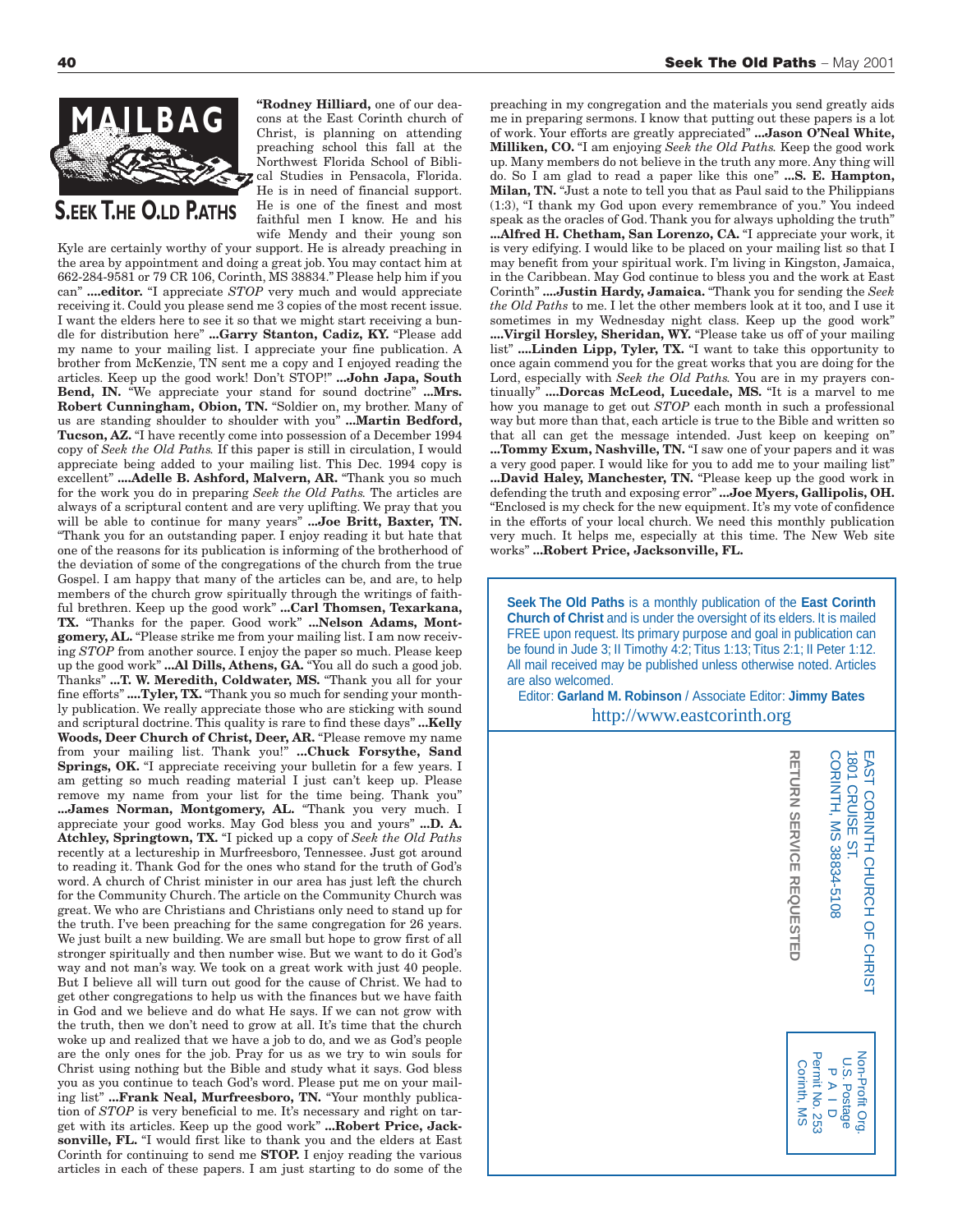# MAILBAG

**SEEK THE OLD PATHS**

"**Rodney Hilliard,** one of our deacons at the East Corinth church of Christ, is planning on attending preaching school this fall at the Northwest Florida School of Biblical Studies in Pensacola, Florida. He is in need of financial support. He is one of the finest and most faithful men I know. He and his wife Mendy and their young son Kyle are certainly worthy of your support. He is already preaching in the area by appointment and doing a great job. You may contact him at 662-284-9581 or 79 CR 106, Corinth, MS 38834." Please help him if you can" **....editor.** "I appreciate *STOP* very much and would appreciate receiving it. Could you please send me 3 copies of the most recent issue. I want the elders here to see it so that we might start receiving a bundle for distribution here" **...Garry Stanton, Cadiz, KY.** "Please add my name to your mailing list. I appreciate your fine publication. A brother from McKenzie, TN sent me a copy and I enjoyed reading the articles. Keep up the good work! Don't STOP!" **...John Japa, South Bend, IN.** "We appreciate your stand for sound doctrine" **...Mrs. Robert Cunningham, Obion, TN.** "Soldier on, my brother. Many of us are standing shoulder to shoulder with you" **...Martin Bedford, Tucson, AZ.** "I have recently come into possession of a December 1994 copy of *Seek the Old Paths.* If this paper is still in circulation, I would appreciate being added to your mailing list. This Dec. 1994 copy is excellent" **....Adelle B. Ashford, Malvern, AR.** "Thank you so much for the work you do in preparing *Seek the Old Paths.* The articles are always of a scriptural content and are very uplifting. We pray that you will be able to continue for many years" **....Joe Britt, Baxter, TN.** "Thank you for an outstanding paper. I enjoy reading it but hate that one of the reasons for its publication is informing of the brotherhood of the deviation of some of the congregations of the church from the true Gospel. I am happy that many of the articles can be, and are, to help members of the church grow spiritually through the writings of faithful brethren. Keep up the good work" **...Carl Thomsen, Texarkana, TX.** "Thanks for the paper. Good work" **...Nelson Adams, Montgomery, AL.** "Please strike me from your mailing list. I am now receiving *STOP* from another source. I enjoy the paper so much. Please keep up the good work" **...Al Dills, Athens, GA.** "You all do such a good job. Thanks" **...T. W. Meredith, Coldwater, MS.** "Thank you all for your fine efforts" **....Tyler, TX.** "Thank you so much for sending your monthly publication. We really appreciate those who are sticking with sound and scriptural doctrine. This quality is rare to find these days" **...Kelly Woods, Deer Church of Christ, Deer, AR.** "Please remove my name from your mailing list. Thank you!" **...Chuck Forsythe, Sand Springs, OK.** "I appreciate receiving your bulletin for a few years. I am getting so much reading material I just can't keep up. Please remove my name from your list for the time being. Thank you" **...James Norman, Montgomery, AL.** "Thank you very much. I appreciate your good works. May God bless you and yours" **...D. A. Atchley, Springtown, TX.** "I picked up a copy of *Seek the Old Paths* recently at a lectureship in Murfreesboro, Tennessee. Just got around to reading it. Thank God for the ones who stand for the truth of God's word. A church of Christ minister in our area has just left the church for the Community Church. The article on the Community Church was great. We who are Christians and Christians only need to stand up for the truth. I've been preaching for the same congregation for 26 years. We just built a new building. We are small but hope to grow first of all stronger spiritually and then number wise. But we want to do it God's way and not man's way. We took on a great work with just 40 people. But I believe all will turn out good for the cause of Christ. We had to get other congregations to help us with the finances but we have faith in God and we believe and do what He says. If we can not grow with the truth, then we don't need to grow at all. It's time that the church woke up and realized that we have a job to do, and we as God's people are the only ones for the job. Pray for us as we try to win souls for Christ using nothing but the Bible and study what it says. God bless you as you continue to teach God's word. Please put me on your mailing list" **...Frank Neal, Murfreesboro, TN.** "Your monthly publication of *STOP* is very beneficial to me. It's necessary and right on target with its articles. Keep up the good work" **...Robert Price, Jacksonville, FL.** "I would first like to thank you and the elders at East Corinth for continuing to send me **STOP.** I enjoy reading the various articles in each of these papers. I am just starting to do some of the preaching in my congregation and the materials you send greatly aids me in preparing sermons. I know that putting out these papers is a lot of work. Your efforts are greatly appreciated" **...Jason O'Neal White, Milliken, CO.** "I am enjoying *Seek the Old Paths.* Keep the good work up. Many members do not believe in the truth any more. Anything will do. So I am glad to read a paper like this one" **...S. E. Hampton, Milan, TN.** "Just a note to tell you that as Paul said to the Philippians (1:3), "I thank my God upon every remembrance of you." You indeed speak as the oracles of God. Thank you for always upholding the truth" **...Alfred H. Chetham, San Lorenzo, CA.** "I appreciate your work, it is very edifying. I would like to be placed on your mailing list so that I may benefit from your spiritual work. I'm living in Kingston, Jamaica, in the Caribbean. May God continue to bless you and the work at East Corinth" **....Justin Hardy, Jamaica.** "Thank you for sending the *Seek the Old Paths* to me. I let the other members look at it too, and I use it sometimes in my Wednesday night class. Keep up the good work" **....Virgil Horsley, Sheridan, WY.** "Please take us off of your mailing list" **....Linden Lipp, Tyler, TX.** "I want to take this opportunity to once again commend you for the great works that you are doing for the Lord, especially with *Seek the Old Paths.* You are in my prayers continually" **....Dorcas McLeod, Lucedale, MS.** "It is a marvel to me how you manage to get out *STOP* each month in such a professional way but more than that, each article is true to the Bible and written so that all can get the message intended. Just keep on keeping on" **...Tommy Exum, Nashville, TN.** "I saw one of your papers and it was a very good paper. I would like for you to add me to your mailing list" **...David Haley, Manchester, TN.** "Please keep up the good work in defending the truth and exposing error" **...Joe Myers, Gallipolis, OH.** "Enclosed is my check for the new equipment. It's my vote of confidence in the efforts of your local church. We need this monthly publication very much. It helps me, especially at this time. The New Web site works" **...Robert Price, Jacksonville, FL.**

---

**Seek The Old Paths** is a monthly publication of the **East Corinth Church of Christ** and is under the oversight of its elders. It is mailed FREE upon request. Its primary purpose and goal in publication can be found in Jude 3; II Timothy 4:2; Titus 1:13; Titus 2:1; II Peter 1:12. All mail received may be published unless otherwise noted. Articles are also welcomed.

Editor: **Garland M. Robinson** / Associate Editor: **Jimmy Bates**

http://www.eastcorinth.org

EAST CORINTH CHURCH OF CHRIST
1801 CRUISE ST.
CORINTH, MS 38834-5108

RETURN SERVICE REQUESTED

Non-Profit Org.
U.S. Postage
P A I D
Permit No. 253
Corinth, MS